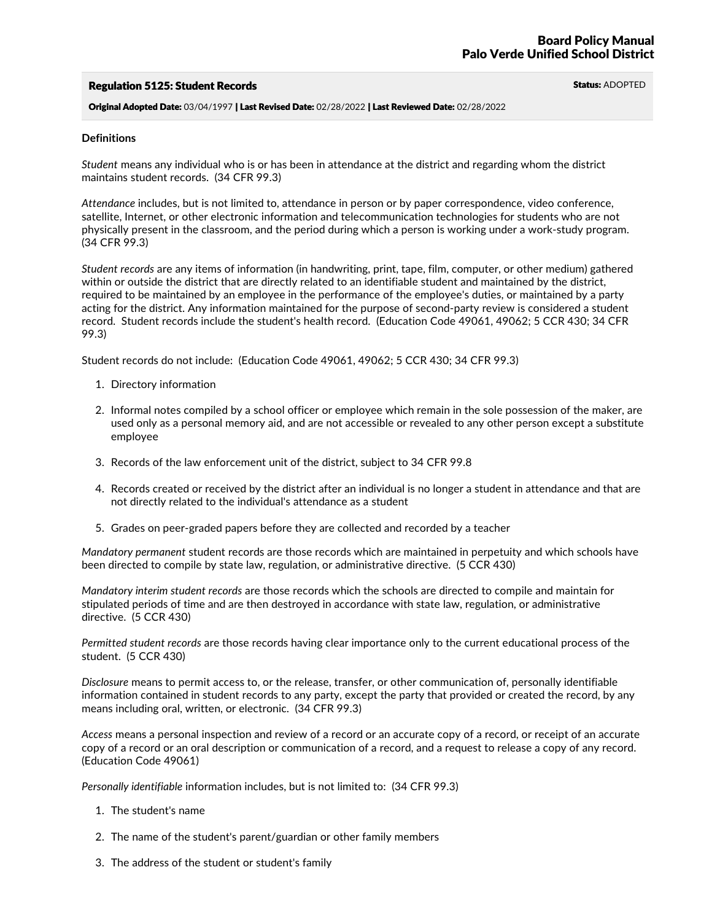# Board Policy Manual
## Palo Verde Unified School District

**Regulation 5125: Student Records** **Status:** ADOPTED

**Original Adopted Date:** 03/04/1997 | **Last Revised Date:** 02/28/2022 | **Last Reviewed Date:** 02/28/2022

### Definitions

*Student* means any individual who is or has been in attendance at the district and regarding whom the district maintains student records. (34 CFR 99.3)

*Attendance* includes, but is not limited to, attendance in person or by paper correspondence, video conference, satellite, Internet, or other electronic information and telecommunication technologies for students who are not physically present in the classroom, and the period during which a person is working under a work-study program. (34 CFR 99.3)

*Student records* are any items of information (in handwriting, print, tape, film, computer, or other medium) gathered within or outside the district that are directly related to an identifiable student and maintained by the district, required to be maintained by an employee in the performance of the employee's duties, or maintained by a party acting for the district. Any information maintained for the purpose of second-party review is considered a student record. Student records include the student's health record. (Education Code 49061, 49062; 5 CCR 430; 34 CFR 99.3)

Student records do not include: (Education Code 49061, 49062; 5 CCR 430; 34 CFR 99.3)

1. Directory information
2. Informal notes compiled by a school officer or employee which remain in the sole possession of the maker, are used only as a personal memory aid, and are not accessible or revealed to any other person except a substitute employee
3. Records of the law enforcement unit of the district, subject to 34 CFR 99.8
4. Records created or received by the district after an individual is no longer a student in attendance and that are not directly related to the individual's attendance as a student
5. Grades on peer-graded papers before they are collected and recorded by a teacher

*Mandatory permanent* student records are those records which are maintained in perpetuity and which schools have been directed to compile by state law, regulation, or administrative directive. (5 CCR 430)

*Mandatory interim student records* are those records which the schools are directed to compile and maintain for stipulated periods of time and are then destroyed in accordance with state law, regulation, or administrative directive. (5 CCR 430)

*Permitted student records* are those records having clear importance only to the current educational process of the student. (5 CCR 430)

*Disclosure* means to permit access to, or the release, transfer, or other communication of, personally identifiable information contained in student records to any party, except the party that provided or created the record, by any means including oral, written, or electronic. (34 CFR 99.3)

*Access* means a personal inspection and review of a record or an accurate copy of a record, or receipt of an accurate copy of a record or an oral description or communication of a record, and a request to release a copy of any record. (Education Code 49061)

*Personally identifiable* information includes, but is not limited to: (34 CFR 99.3)

1. The student's name
2. The name of the student's parent/guardian or other family members
3. The address of the student or student's family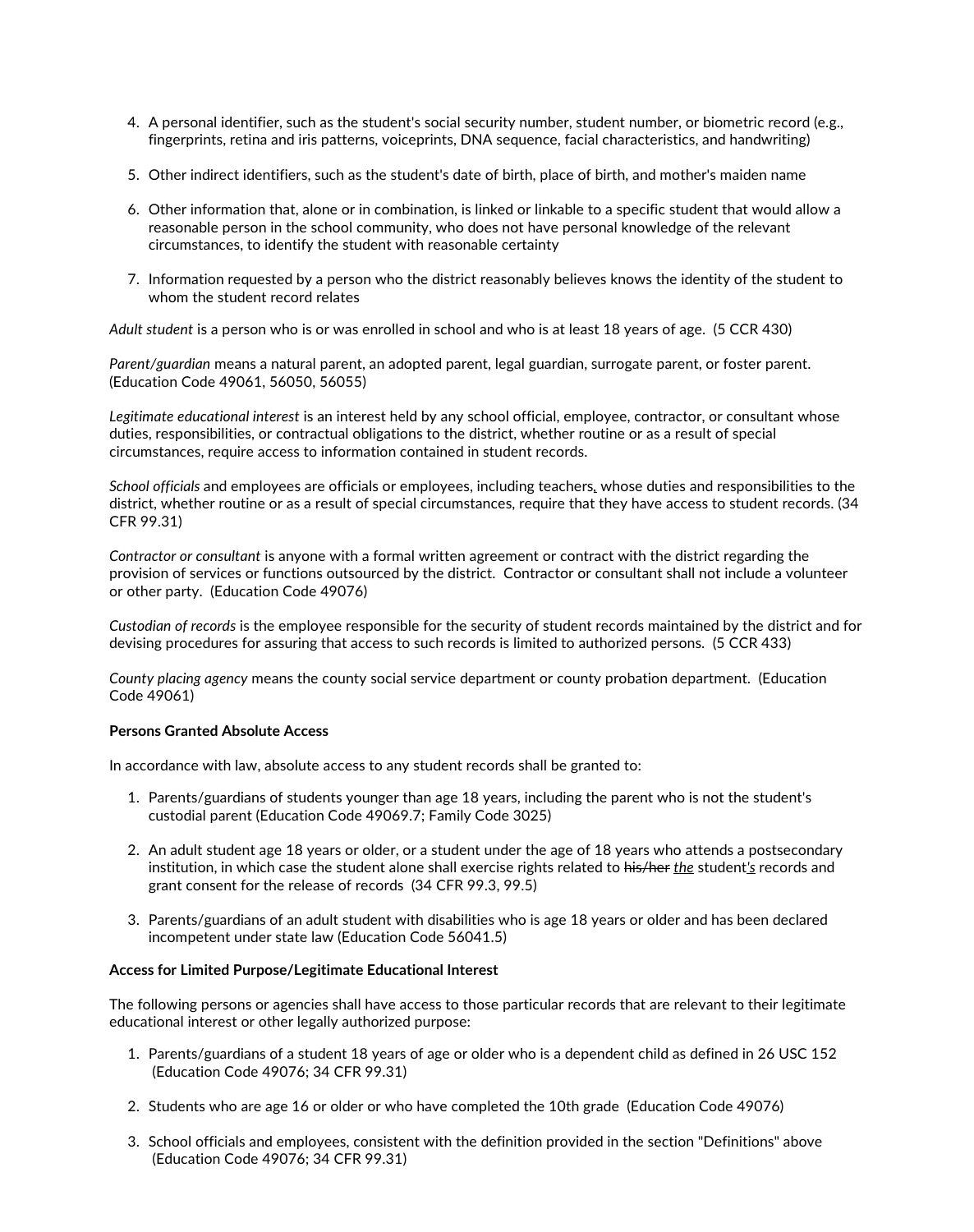4. A personal identifier, such as the student's social security number, student number, or biometric record (e.g., fingerprints, retina and iris patterns, voiceprints, DNA sequence, facial characteristics, and handwriting)

5. Other indirect identifiers, such as the student's date of birth, place of birth, and mother's maiden name

6. Other information that, alone or in combination, is linked or linkable to a specific student that would allow a reasonable person in the school community, who does not have personal knowledge of the relevant circumstances, to identify the student with reasonable certainty

7. Information requested by a person who the district reasonably believes knows the identity of the student to whom the student record relates

*Adult student* is a person who is or was enrolled in school and who is at least 18 years of age. (5 CCR 430)

*Parent/guardian* means a natural parent, an adopted parent, legal guardian, surrogate parent, or foster parent. (Education Code 49061, 56050, 56055)

*Legitimate educational interest* is an interest held by any school official, employee, contractor, or consultant whose duties, responsibilities, or contractual obligations to the district, whether routine or as a result of special circumstances, require access to information contained in student records.

*School officials* and employees are officials or employees, including teachers, whose duties and responsibilities to the district, whether routine or as a result of special circumstances, require that they have access to student records. (34 CFR 99.31)

*Contractor or consultant* is anyone with a formal written agreement or contract with the district regarding the provision of services or functions outsourced by the district. Contractor or consultant shall not include a volunteer or other party. (Education Code 49076)

*Custodian of records* is the employee responsible for the security of student records maintained by the district and for devising procedures for assuring that access to such records is limited to authorized persons. (5 CCR 433)

*County placing agency* means the county social service department or county probation department. (Education Code 49061)

**Persons Granted Absolute Access**

In accordance with law, absolute access to any student records shall be granted to:

1. Parents/guardians of students younger than age 18 years, including the parent who is not the student's custodial parent (Education Code 49069.7; Family Code 3025)

2. An adult student age 18 years or older, or a student under the age of 18 years who attends a postsecondary institution, in which case the student alone shall exercise rights related to ~~his/her~~ *the* student*'s* records and grant consent for the release of records (34 CFR 99.3, 99.5)

3. Parents/guardians of an adult student with disabilities who is age 18 years or older and has been declared incompetent under state law (Education Code 56041.5)

**Access for Limited Purpose/Legitimate Educational Interest**

The following persons or agencies shall have access to those particular records that are relevant to their legitimate educational interest or other legally authorized purpose:

1. Parents/guardians of a student 18 years of age or older who is a dependent child as defined in 26 USC 152 (Education Code 49076; 34 CFR 99.31)

2. Students who are age 16 or older or who have completed the 10th grade (Education Code 49076)

3. School officials and employees, consistent with the definition provided in the section "Definitions" above (Education Code 49076; 34 CFR 99.31)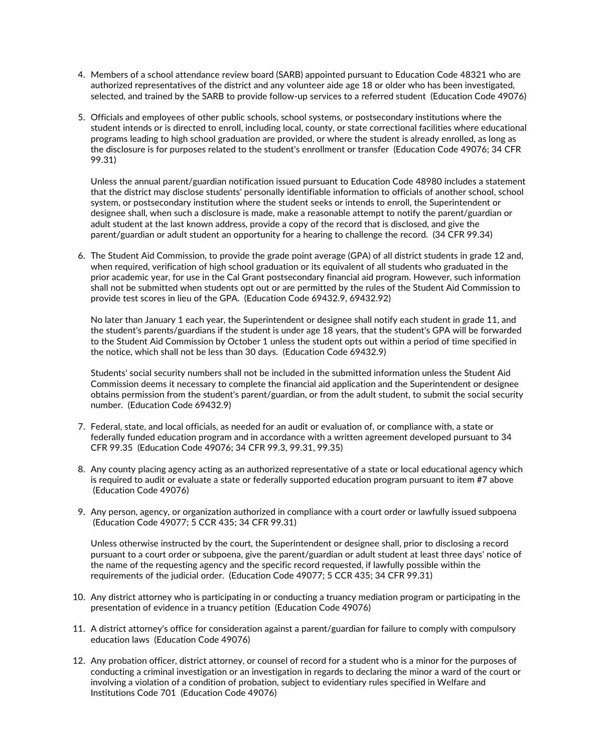4. Members of a school attendance review board (SARB) appointed pursuant to Education Code 48321 who are authorized representatives of the district and any volunteer aide age 18 or older who has been investigated, selected, and trained by the SARB to provide follow-up services to a referred student (Education Code 49076)

5. Officials and employees of other public schools, school systems, or postsecondary institutions where the student intends or is directed to enroll, including local, county, or state correctional facilities where educational programs leading to high school graduation are provided, or where the student is already enrolled, as long as the disclosure is for purposes related to the student's enrollment or transfer (Education Code 49076; 34 CFR 99.31)

   Unless the annual parent/guardian notification issued pursuant to Education Code 48980 includes a statement that the district may disclose students' personally identifiable information to officials of another school, school system, or postsecondary institution where the student seeks or intends to enroll, the Superintendent or designee shall, when such a disclosure is made, make a reasonable attempt to notify the parent/guardian or adult student at the last known address, provide a copy of the record that is disclosed, and give the parent/guardian or adult student an opportunity for a hearing to challenge the record. (34 CFR 99.34)

6. The Student Aid Commission, to provide the grade point average (GPA) of all district students in grade 12 and, when required, verification of high school graduation or its equivalent of all students who graduated in the prior academic year, for use in the Cal Grant postsecondary financial aid program. However, such information shall not be submitted when students opt out or are permitted by the rules of the Student Aid Commission to provide test scores in lieu of the GPA. (Education Code 69432.9, 69432.92)

   No later than January 1 each year, the Superintendent or designee shall notify each student in grade 11, and the student's parents/guardians if the student is under age 18 years, that the student's GPA will be forwarded to the Student Aid Commission by October 1 unless the student opts out within a period of time specified in the notice, which shall not be less than 30 days. (Education Code 69432.9)

   Students' social security numbers shall not be included in the submitted information unless the Student Aid Commission deems it necessary to complete the financial aid application and the Superintendent or designee obtains permission from the student's parent/guardian, or from the adult student, to submit the social security number. (Education Code 69432.9)

7. Federal, state, and local officials, as needed for an audit or evaluation of, or compliance with, a state or federally funded education program and in accordance with a written agreement developed pursuant to 34 CFR 99.35 (Education Code 49076; 34 CFR 99.3, 99.31, 99.35)

8. Any county placing agency acting as an authorized representative of a state or local educational agency which is required to audit or evaluate a state or federally supported education program pursuant to item #7 above (Education Code 49076)

9. Any person, agency, or organization authorized in compliance with a court order or lawfully issued subpoena (Education Code 49077; 5 CCR 435; 34 CFR 99.31)

   Unless otherwise instructed by the court, the Superintendent or designee shall, prior to disclosing a record pursuant to a court order or subpoena, give the parent/guardian or adult student at least three days' notice of the name of the requesting agency and the specific record requested, if lawfully possible within the requirements of the judicial order. (Education Code 49077; 5 CCR 435; 34 CFR 99.31)

10. Any district attorney who is participating in or conducting a truancy mediation program or participating in the presentation of evidence in a truancy petition (Education Code 49076)

11. A district attorney's office for consideration against a parent/guardian for failure to comply with compulsory education laws (Education Code 49076)

12. Any probation officer, district attorney, or counsel of record for a student who is a minor for the purposes of conducting a criminal investigation or an investigation in regards to declaring the minor a ward of the court or involving a violation of a condition of probation, subject to evidentiary rules specified in Welfare and Institutions Code 701 (Education Code 49076)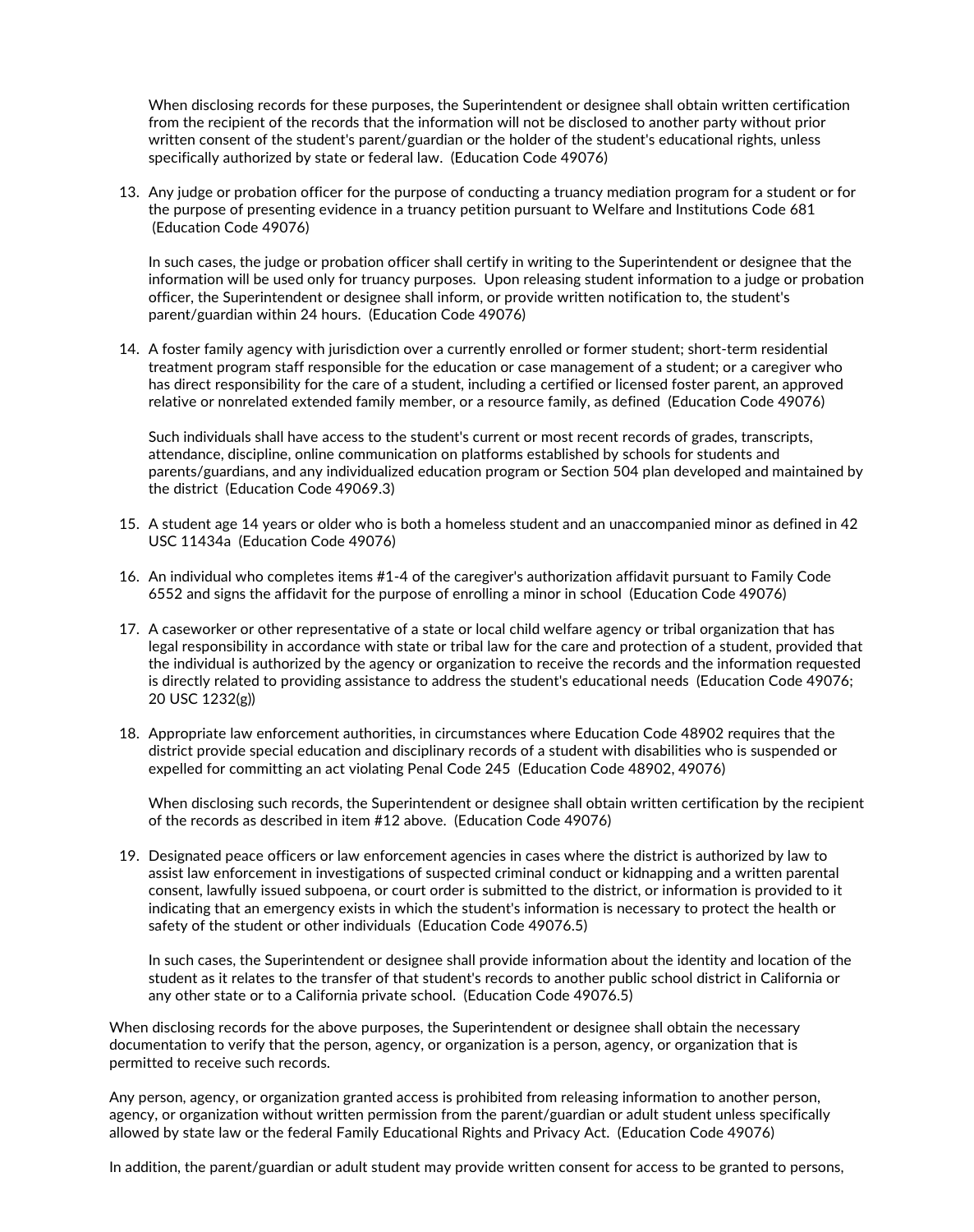When disclosing records for these purposes, the Superintendent or designee shall obtain written certification from the recipient of the records that the information will not be disclosed to another party without prior written consent of the student's parent/guardian or the holder of the student's educational rights, unless specifically authorized by state or federal law. (Education Code 49076)

13. Any judge or probation officer for the purpose of conducting a truancy mediation program for a student or for the purpose of presenting evidence in a truancy petition pursuant to Welfare and Institutions Code 681 (Education Code 49076)

    In such cases, the judge or probation officer shall certify in writing to the Superintendent or designee that the information will be used only for truancy purposes. Upon releasing student information to a judge or probation officer, the Superintendent or designee shall inform, or provide written notification to, the student's parent/guardian within 24 hours. (Education Code 49076)

14. A foster family agency with jurisdiction over a currently enrolled or former student; short-term residential treatment program staff responsible for the education or case management of a student; or a caregiver who has direct responsibility for the care of a student, including a certified or licensed foster parent, an approved relative or nonrelated extended family member, or a resource family, as defined (Education Code 49076)

    Such individuals shall have access to the student's current or most recent records of grades, transcripts, attendance, discipline, online communication on platforms established by schools for students and parents/guardians, and any individualized education program or Section 504 plan developed and maintained by the district (Education Code 49069.3)

15. A student age 14 years or older who is both a homeless student and an unaccompanied minor as defined in 42 USC 11434a (Education Code 49076)

16. An individual who completes items #1-4 of the caregiver's authorization affidavit pursuant to Family Code 6552 and signs the affidavit for the purpose of enrolling a minor in school (Education Code 49076)

17. A caseworker or other representative of a state or local child welfare agency or tribal organization that has legal responsibility in accordance with state or tribal law for the care and protection of a student, provided that the individual is authorized by the agency or organization to receive the records and the information requested is directly related to providing assistance to address the student's educational needs (Education Code 49076; 20 USC 1232(g))

18. Appropriate law enforcement authorities, in circumstances where Education Code 48902 requires that the district provide special education and disciplinary records of a student with disabilities who is suspended or expelled for committing an act violating Penal Code 245 (Education Code 48902, 49076)

    When disclosing such records, the Superintendent or designee shall obtain written certification by the recipient of the records as described in item #12 above. (Education Code 49076)

19. Designated peace officers or law enforcement agencies in cases where the district is authorized by law to assist law enforcement in investigations of suspected criminal conduct or kidnapping and a written parental consent, lawfully issued subpoena, or court order is submitted to the district, or information is provided to it indicating that an emergency exists in which the student's information is necessary to protect the health or safety of the student or other individuals (Education Code 49076.5)

    In such cases, the Superintendent or designee shall provide information about the identity and location of the student as it relates to the transfer of that student's records to another public school district in California or any other state or to a California private school. (Education Code 49076.5)

When disclosing records for the above purposes, the Superintendent or designee shall obtain the necessary documentation to verify that the person, agency, or organization is a person, agency, or organization that is permitted to receive such records.

Any person, agency, or organization granted access is prohibited from releasing information to another person, agency, or organization without written permission from the parent/guardian or adult student unless specifically allowed by state law or the federal Family Educational Rights and Privacy Act. (Education Code 49076)

In addition, the parent/guardian or adult student may provide written consent for access to be granted to persons,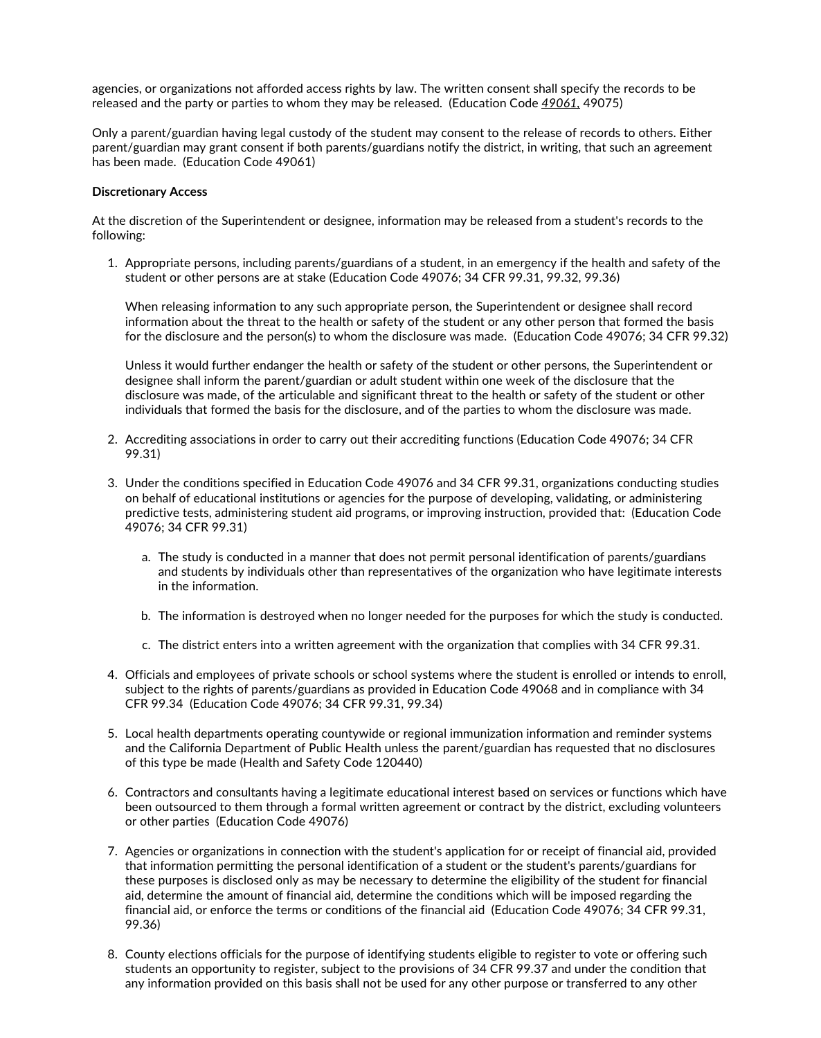agencies, or organizations not afforded access rights by law. The written consent shall specify the records to be released and the party or parties to whom they may be released.  (Education Code *49061,* 49075)

Only a parent/guardian having legal custody of the student may consent to the release of records to others. Either parent/guardian may grant consent if both parents/guardians notify the district, in writing, that such an agreement has been made.  (Education Code 49061)

**Discretionary Access**

At the discretion of the Superintendent or designee, information may be released from a student's records to the following:

1. Appropriate persons, including parents/guardians of a student, in an emergency if the health and safety of the student or other persons are at stake (Education Code 49076; 34 CFR 99.31, 99.32, 99.36)

   When releasing information to any such appropriate person, the Superintendent or designee shall record information about the threat to the health or safety of the student or any other person that formed the basis for the disclosure and the person(s) to whom the disclosure was made.  (Education Code 49076; 34 CFR 99.32)

   Unless it would further endanger the health or safety of the student or other persons, the Superintendent or designee shall inform the parent/guardian or adult student within one week of the disclosure that the disclosure was made, of the articulable and significant threat to the health or safety of the student or other individuals that formed the basis for the disclosure, and of the parties to whom the disclosure was made.

2. Accrediting associations in order to carry out their accrediting functions (Education Code 49076; 34 CFR 99.31)

3. Under the conditions specified in Education Code 49076 and 34 CFR 99.31, organizations conducting studies on behalf of educational institutions or agencies for the purpose of developing, validating, or administering predictive tests, administering student aid programs, or improving instruction, provided that:  (Education Code 49076; 34 CFR 99.31)

   a. The study is conducted in a manner that does not permit personal identification of parents/guardians and students by individuals other than representatives of the organization who have legitimate interests in the information.

   b. The information is destroyed when no longer needed for the purposes for which the study is conducted.

   c. The district enters into a written agreement with the organization that complies with 34 CFR 99.31.

4. Officials and employees of private schools or school systems where the student is enrolled or intends to enroll, subject to the rights of parents/guardians as provided in Education Code 49068 and in compliance with 34 CFR 99.34  (Education Code 49076; 34 CFR 99.31, 99.34)

5. Local health departments operating countywide or regional immunization information and reminder systems and the California Department of Public Health unless the parent/guardian has requested that no disclosures of this type be made (Health and Safety Code 120440)

6. Contractors and consultants having a legitimate educational interest based on services or functions which have been outsourced to them through a formal written agreement or contract by the district, excluding volunteers or other parties  (Education Code 49076)

7. Agencies or organizations in connection with the student's application for or receipt of financial aid, provided that information permitting the personal identification of a student or the student's parents/guardians for these purposes is disclosed only as may be necessary to determine the eligibility of the student for financial aid, determine the amount of financial aid, determine the conditions which will be imposed regarding the financial aid, or enforce the terms or conditions of the financial aid  (Education Code 49076; 34 CFR 99.31, 99.36)

8. County elections officials for the purpose of identifying students eligible to register to vote or offering such students an opportunity to register, subject to the provisions of 34 CFR 99.37 and under the condition that any information provided on this basis shall not be used for any other purpose or transferred to any other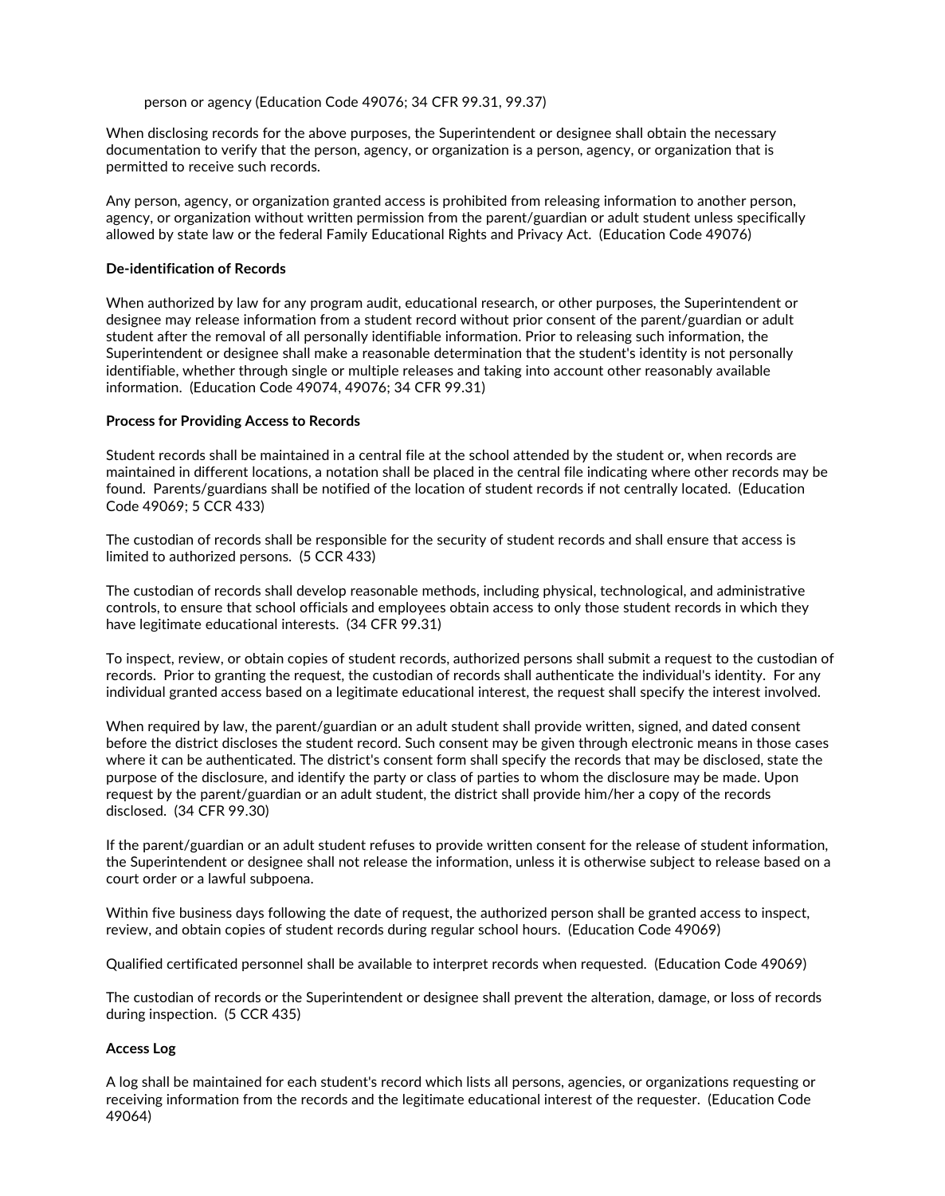person or agency (Education Code 49076; 34 CFR 99.31, 99.37)

When disclosing records for the above purposes, the Superintendent or designee shall obtain the necessary documentation to verify that the person, agency, or organization is a person, agency, or organization that is permitted to receive such records.

Any person, agency, or organization granted access is prohibited from releasing information to another person, agency, or organization without written permission from the parent/guardian or adult student unless specifically allowed by state law or the federal Family Educational Rights and Privacy Act. (Education Code 49076)

**De-identification of Records**

When authorized by law for any program audit, educational research, or other purposes, the Superintendent or designee may release information from a student record without prior consent of the parent/guardian or adult student after the removal of all personally identifiable information. Prior to releasing such information, the Superintendent or designee shall make a reasonable determination that the student's identity is not personally identifiable, whether through single or multiple releases and taking into account other reasonably available information. (Education Code 49074, 49076; 34 CFR 99.31)

**Process for Providing Access to Records**

Student records shall be maintained in a central file at the school attended by the student or, when records are maintained in different locations, a notation shall be placed in the central file indicating where other records may be found. Parents/guardians shall be notified of the location of student records if not centrally located. (Education Code 49069; 5 CCR 433)

The custodian of records shall be responsible for the security of student records and shall ensure that access is limited to authorized persons. (5 CCR 433)

The custodian of records shall develop reasonable methods, including physical, technological, and administrative controls, to ensure that school officials and employees obtain access to only those student records in which they have legitimate educational interests. (34 CFR 99.31)

To inspect, review, or obtain copies of student records, authorized persons shall submit a request to the custodian of records. Prior to granting the request, the custodian of records shall authenticate the individual's identity. For any individual granted access based on a legitimate educational interest, the request shall specify the interest involved.

When required by law, the parent/guardian or an adult student shall provide written, signed, and dated consent before the district discloses the student record. Such consent may be given through electronic means in those cases where it can be authenticated. The district's consent form shall specify the records that may be disclosed, state the purpose of the disclosure, and identify the party or class of parties to whom the disclosure may be made. Upon request by the parent/guardian or an adult student, the district shall provide him/her a copy of the records disclosed. (34 CFR 99.30)

If the parent/guardian or an adult student refuses to provide written consent for the release of student information, the Superintendent or designee shall not release the information, unless it is otherwise subject to release based on a court order or a lawful subpoena.

Within five business days following the date of request, the authorized person shall be granted access to inspect, review, and obtain copies of student records during regular school hours. (Education Code 49069)

Qualified certificated personnel shall be available to interpret records when requested. (Education Code 49069)

The custodian of records or the Superintendent or designee shall prevent the alteration, damage, or loss of records during inspection. (5 CCR 435)

**Access Log**

A log shall be maintained for each student's record which lists all persons, agencies, or organizations requesting or receiving information from the records and the legitimate educational interest of the requester. (Education Code 49064)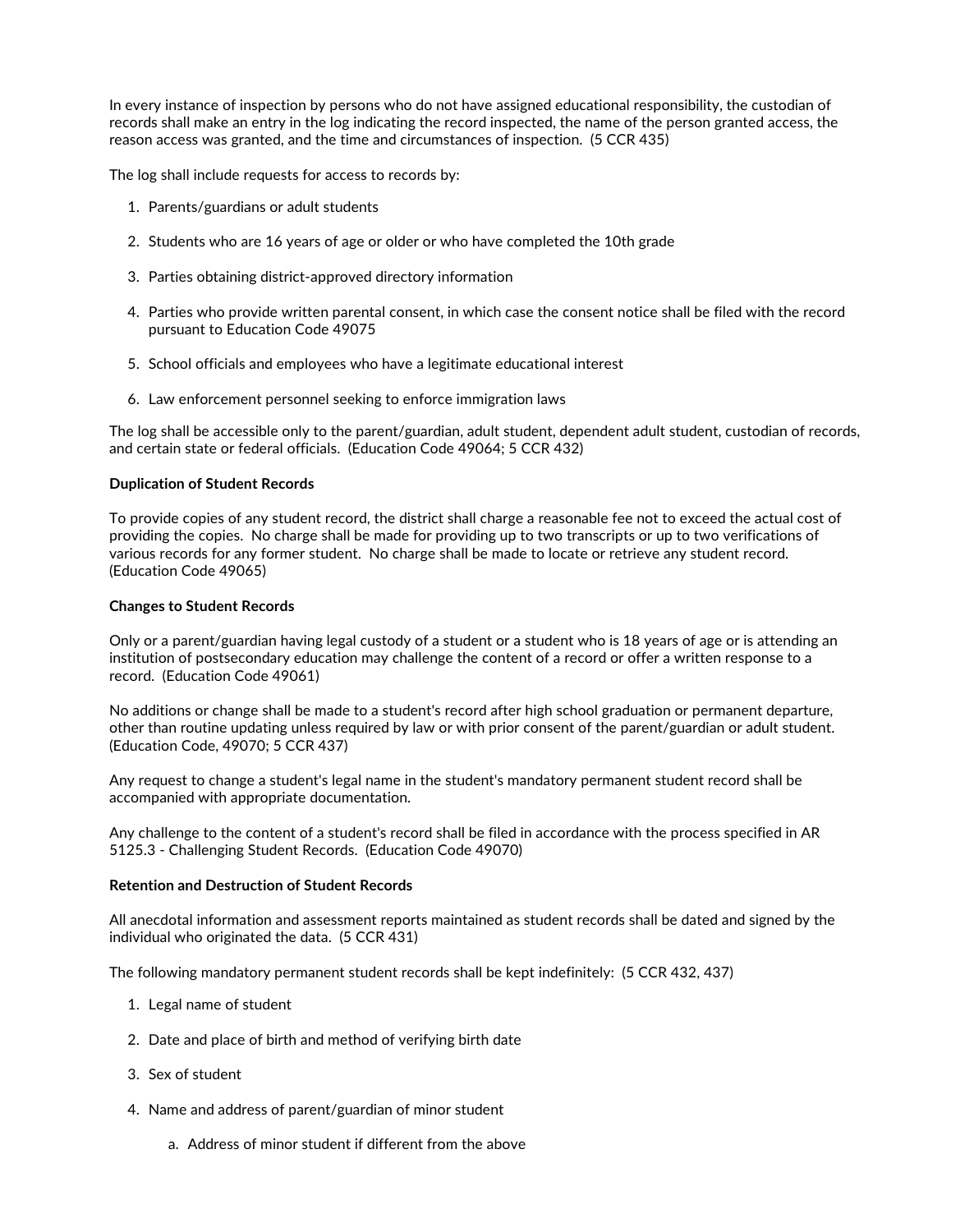In every instance of inspection by persons who do not have assigned educational responsibility, the custodian of records shall make an entry in the log indicating the record inspected, the name of the person granted access, the reason access was granted, and the time and circumstances of inspection. (5 CCR 435)

The log shall include requests for access to records by:

1. Parents/guardians or adult students
2. Students who are 16 years of age or older or who have completed the 10th grade
3. Parties obtaining district-approved directory information
4. Parties who provide written parental consent, in which case the consent notice shall be filed with the record pursuant to Education Code 49075
5. School officials and employees who have a legitimate educational interest
6. Law enforcement personnel seeking to enforce immigration laws

The log shall be accessible only to the parent/guardian, adult student, dependent adult student, custodian of records, and certain state or federal officials. (Education Code 49064; 5 CCR 432)

**Duplication of Student Records**

To provide copies of any student record, the district shall charge a reasonable fee not to exceed the actual cost of providing the copies. No charge shall be made for providing up to two transcripts or up to two verifications of various records for any former student. No charge shall be made to locate or retrieve any student record. (Education Code 49065)

**Changes to Student Records**

Only or a parent/guardian having legal custody of a student or a student who is 18 years of age or is attending an institution of postsecondary education may challenge the content of a record or offer a written response to a record. (Education Code 49061)

No additions or change shall be made to a student's record after high school graduation or permanent departure, other than routine updating unless required by law or with prior consent of the parent/guardian or adult student. (Education Code, 49070; 5 CCR 437)

Any request to change a student's legal name in the student's mandatory permanent student record shall be accompanied with appropriate documentation.

Any challenge to the content of a student's record shall be filed in accordance with the process specified in AR 5125.3 - Challenging Student Records. (Education Code 49070)

**Retention and Destruction of Student Records**

All anecdotal information and assessment reports maintained as student records shall be dated and signed by the individual who originated the data. (5 CCR 431)

The following mandatory permanent student records shall be kept indefinitely: (5 CCR 432, 437)

1. Legal name of student
2. Date and place of birth and method of verifying birth date
3. Sex of student
4. Name and address of parent/guardian of minor student
    a. Address of minor student if different from the above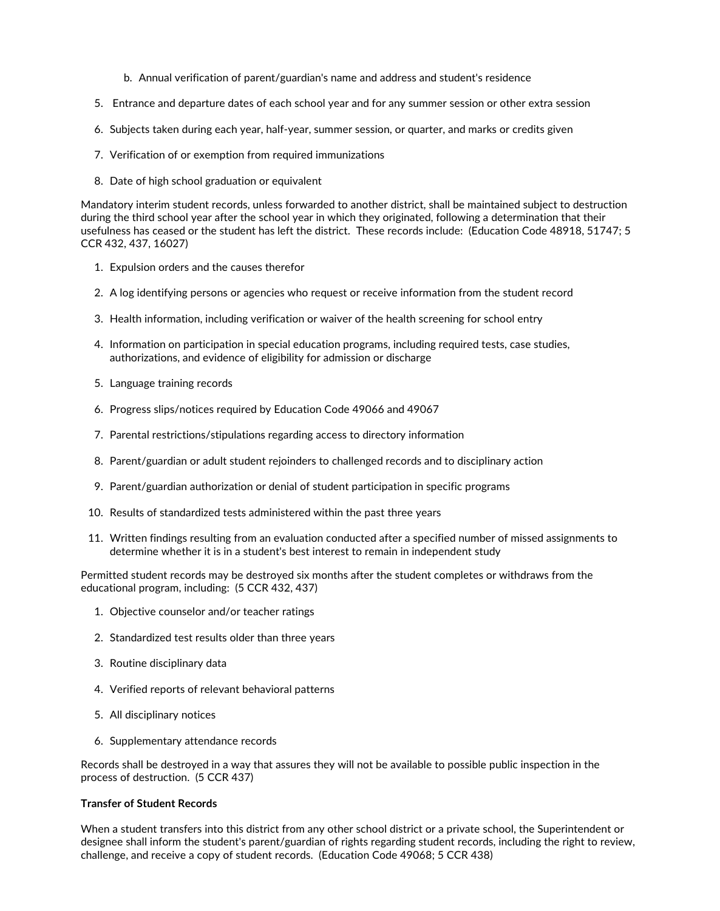b. Annual verification of parent/guardian's name and address and student's residence

5. Entrance and departure dates of each school year and for any summer session or other extra session

6. Subjects taken during each year, half-year, summer session, or quarter, and marks or credits given

7. Verification of or exemption from required immunizations

8. Date of high school graduation or equivalent

Mandatory interim student records, unless forwarded to another district, shall be maintained subject to destruction during the third school year after the school year in which they originated, following a determination that their usefulness has ceased or the student has left the district. These records include: (Education Code 48918, 51747; 5 CCR 432, 437, 16027)

1. Expulsion orders and the causes therefor

2. A log identifying persons or agencies who request or receive information from the student record

3. Health information, including verification or waiver of the health screening for school entry

4. Information on participation in special education programs, including required tests, case studies, authorizations, and evidence of eligibility for admission or discharge

5. Language training records

6. Progress slips/notices required by Education Code 49066 and 49067

7. Parental restrictions/stipulations regarding access to directory information

8. Parent/guardian or adult student rejoinders to challenged records and to disciplinary action

9. Parent/guardian authorization or denial of student participation in specific programs

10. Results of standardized tests administered within the past three years

11. Written findings resulting from an evaluation conducted after a specified number of missed assignments to determine whether it is in a student's best interest to remain in independent study

Permitted student records may be destroyed six months after the student completes or withdraws from the educational program, including: (5 CCR 432, 437)

1. Objective counselor and/or teacher ratings

2. Standardized test results older than three years

3. Routine disciplinary data

4. Verified reports of relevant behavioral patterns

5. All disciplinary notices

6. Supplementary attendance records

Records shall be destroyed in a way that assures they will not be available to possible public inspection in the process of destruction. (5 CCR 437)

**Transfer of Student Records**

When a student transfers into this district from any other school district or a private school, the Superintendent or designee shall inform the student's parent/guardian of rights regarding student records, including the right to review, challenge, and receive a copy of student records. (Education Code 49068; 5 CCR 438)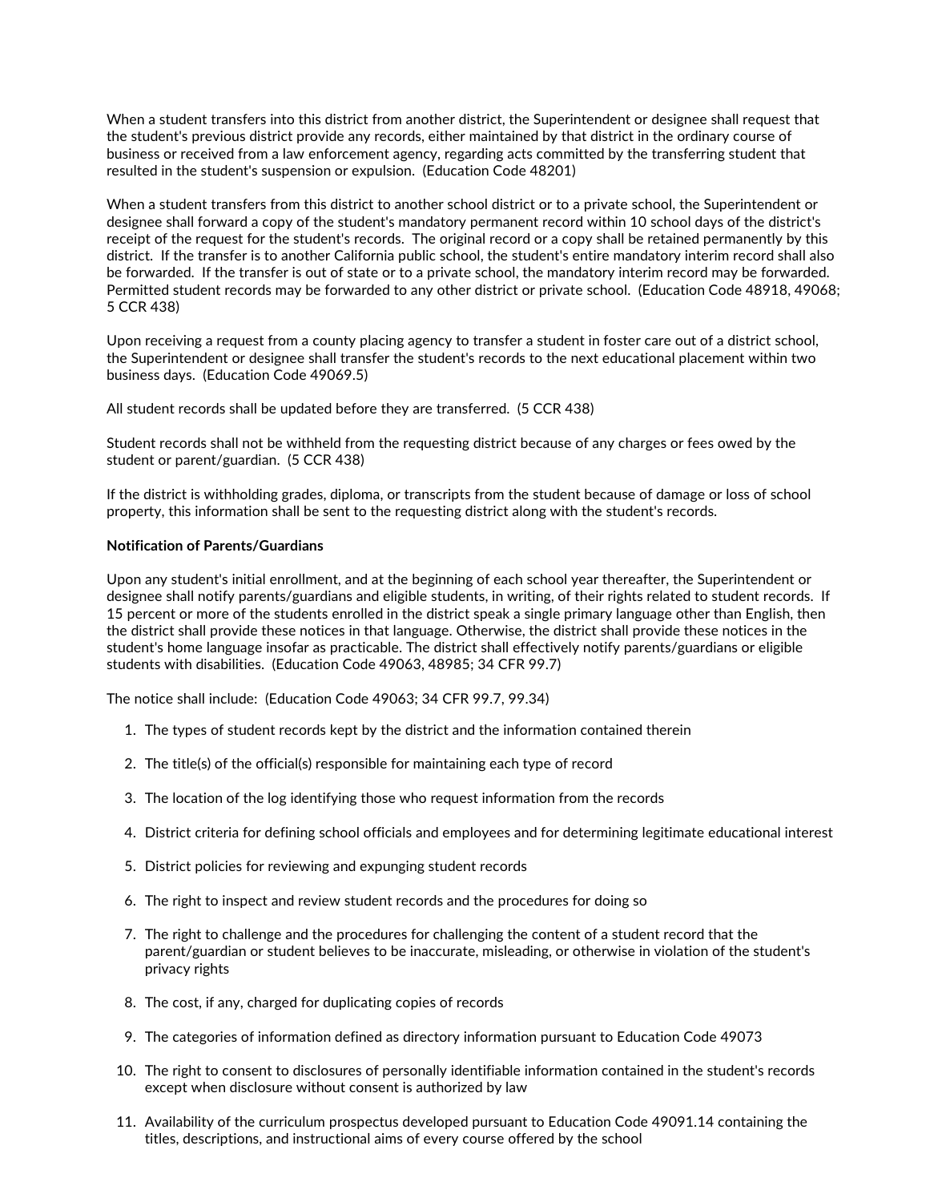When a student transfers into this district from another district, the Superintendent or designee shall request that the student's previous district provide any records, either maintained by that district in the ordinary course of business or received from a law enforcement agency, regarding acts committed by the transferring student that resulted in the student's suspension or expulsion. (Education Code 48201)

When a student transfers from this district to another school district or to a private school, the Superintendent or designee shall forward a copy of the student's mandatory permanent record within 10 school days of the district's receipt of the request for the student's records. The original record or a copy shall be retained permanently by this district. If the transfer is to another California public school, the student's entire mandatory interim record shall also be forwarded. If the transfer is out of state or to a private school, the mandatory interim record may be forwarded. Permitted student records may be forwarded to any other district or private school. (Education Code 48918, 49068; 5 CCR 438)

Upon receiving a request from a county placing agency to transfer a student in foster care out of a district school, the Superintendent or designee shall transfer the student's records to the next educational placement within two business days. (Education Code 49069.5)

All student records shall be updated before they are transferred. (5 CCR 438)

Student records shall not be withheld from the requesting district because of any charges or fees owed by the student or parent/guardian. (5 CCR 438)

If the district is withholding grades, diploma, or transcripts from the student because of damage or loss of school property, this information shall be sent to the requesting district along with the student's records.

**Notification of Parents/Guardians**

Upon any student's initial enrollment, and at the beginning of each school year thereafter, the Superintendent or designee shall notify parents/guardians and eligible students, in writing, of their rights related to student records. If 15 percent or more of the students enrolled in the district speak a single primary language other than English, then the district shall provide these notices in that language. Otherwise, the district shall provide these notices in the student's home language insofar as practicable. The district shall effectively notify parents/guardians or eligible students with disabilities. (Education Code 49063, 48985; 34 CFR 99.7)

The notice shall include: (Education Code 49063; 34 CFR 99.7, 99.34)

1. The types of student records kept by the district and the information contained therein
2. The title(s) of the official(s) responsible for maintaining each type of record
3. The location of the log identifying those who request information from the records
4. District criteria for defining school officials and employees and for determining legitimate educational interest
5. District policies for reviewing and expunging student records
6. The right to inspect and review student records and the procedures for doing so
7. The right to challenge and the procedures for challenging the content of a student record that the parent/guardian or student believes to be inaccurate, misleading, or otherwise in violation of the student's privacy rights
8. The cost, if any, charged for duplicating copies of records
9. The categories of information defined as directory information pursuant to Education Code 49073
10. The right to consent to disclosures of personally identifiable information contained in the student's records except when disclosure without consent is authorized by law
11. Availability of the curriculum prospectus developed pursuant to Education Code 49091.14 containing the titles, descriptions, and instructional aims of every course offered by the school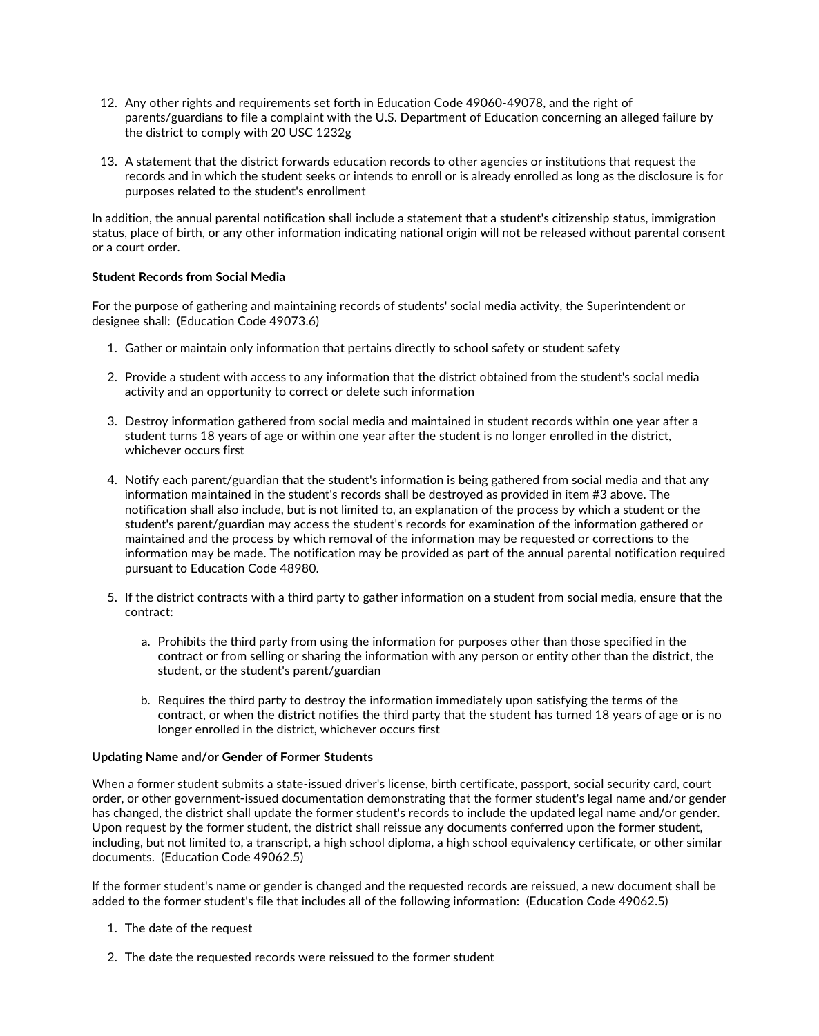12. Any other rights and requirements set forth in Education Code 49060-49078, and the right of parents/guardians to file a complaint with the U.S. Department of Education concerning an alleged failure by the district to comply with 20 USC 1232g

13. A statement that the district forwards education records to other agencies or institutions that request the records and in which the student seeks or intends to enroll or is already enrolled as long as the disclosure is for purposes related to the student's enrollment

In addition, the annual parental notification shall include a statement that a student's citizenship status, immigration status, place of birth, or any other information indicating national origin will not be released without parental consent or a court order.

**Student Records from Social Media**

For the purpose of gathering and maintaining records of students' social media activity, the Superintendent or designee shall: (Education Code 49073.6)

1. Gather or maintain only information that pertains directly to school safety or student safety

2. Provide a student with access to any information that the district obtained from the student's social media activity and an opportunity to correct or delete such information

3. Destroy information gathered from social media and maintained in student records within one year after a student turns 18 years of age or within one year after the student is no longer enrolled in the district, whichever occurs first

4. Notify each parent/guardian that the student's information is being gathered from social media and that any information maintained in the student's records shall be destroyed as provided in item #3 above. The notification shall also include, but is not limited to, an explanation of the process by which a student or the student's parent/guardian may access the student's records for examination of the information gathered or maintained and the process by which removal of the information may be requested or corrections to the information may be made. The notification may be provided as part of the annual parental notification required pursuant to Education Code 48980.

5. If the district contracts with a third party to gather information on a student from social media, ensure that the contract:

    a. Prohibits the third party from using the information for purposes other than those specified in the contract or from selling or sharing the information with any person or entity other than the district, the student, or the student's parent/guardian

    b. Requires the third party to destroy the information immediately upon satisfying the terms of the contract, or when the district notifies the third party that the student has turned 18 years of age or is no longer enrolled in the district, whichever occurs first

**Updating Name and/or Gender of Former Students**

When a former student submits a state-issued driver's license, birth certificate, passport, social security card, court order, or other government-issued documentation demonstrating that the former student's legal name and/or gender has changed, the district shall update the former student's records to include the updated legal name and/or gender. Upon request by the former student, the district shall reissue any documents conferred upon the former student, including, but not limited to, a transcript, a high school diploma, a high school equivalency certificate, or other similar documents. (Education Code 49062.5)

If the former student's name or gender is changed and the requested records are reissued, a new document shall be added to the former student's file that includes all of the following information: (Education Code 49062.5)

1. The date of the request

2. The date the requested records were reissued to the former student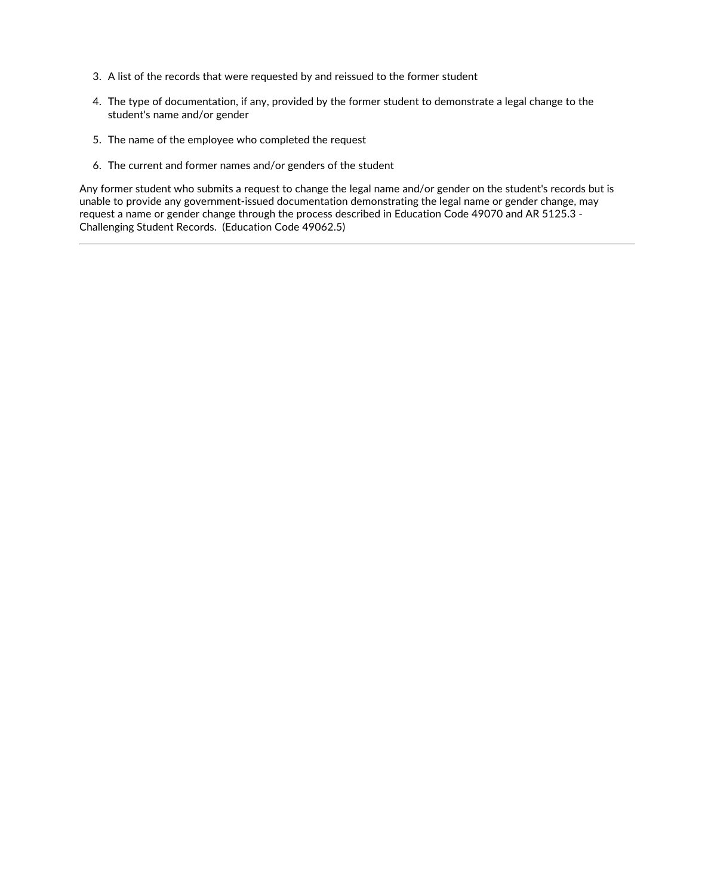3. A list of the records that were requested by and reissued to the former student
4. The type of documentation, if any, provided by the former student to demonstrate a legal change to the student's name and/or gender
5. The name of the employee who completed the request
6. The current and former names and/or genders of the student

Any former student who submits a request to change the legal name and/or gender on the student's records but is unable to provide any government-issued documentation demonstrating the legal name or gender change, may request a name or gender change through the process described in Education Code 49070 and AR 5125.3 - Challenging Student Records. (Education Code 49062.5)

---